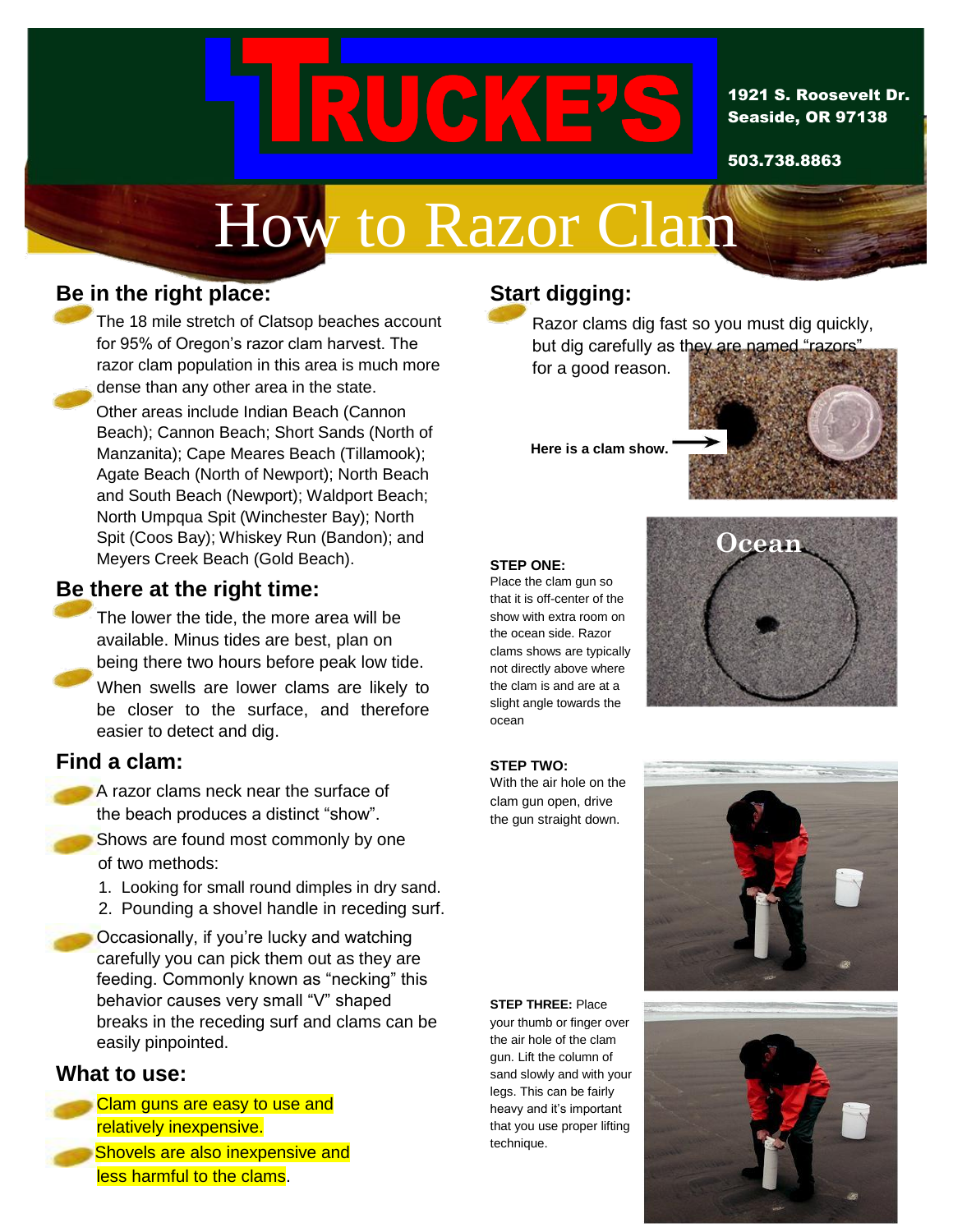# TRUCKE'S

1921 S. Roosevelt Dr.
Seaside, OR 97138

503.738.8863

# How to Razor Clam

## Be in the right place:

- The 18 mile stretch of Clatsop beaches account for 95% of Oregon's razor clam harvest. The razor clam population in this area is much more dense than any other area in the state.
- Other areas include Indian Beach (Cannon Beach); Cannon Beach; Short Sands (North of Manzanita); Cape Meares Beach (Tillamook); Agate Beach (North of Newport); North Beach and South Beach (Newport); Waldport Beach; North Umpqua Spit (Winchester Bay); North Spit (Coos Bay); Whiskey Run (Bandon); and Meyers Creek Beach (Gold Beach).

## Be there at the right time:

- The lower the tide, the more area will be available. Minus tides are best, plan on being there two hours before peak low tide.
- When swells are lower clams are likely to be closer to the surface, and therefore easier to detect and dig.

## Find a clam:

- A razor clams neck near the surface of the beach produces a distinct "show".
- Shows are found most commonly by one of two methods:
  1. Looking for small round dimples in dry sand.
  2. Pounding a shovel handle in receding surf.
- Occasionally, if you're lucky and watching carefully you can pick them out as they are feeding. Commonly known as "necking" this behavior causes very small "V" shaped breaks in the receding surf and clams can be easily pinpointed.

## What to use:

- Clam guns are easy to use and relatively inexpensive.
- Shovels are also inexpensive and less harmful to the clams.

## Start digging:

- Razor clams dig fast so you must dig quickly, but dig carefully as they are named "razors" for a good reason.

**Here is a clam show.**

**STEP ONE:**
Place the clam gun so that it is off-center of the show with extra room on the ocean side. Razor clams shows are typically not directly above where the clam is and are at a slight angle towards the ocean

Ocean

**STEP TWO:**
With the air hole on the clam gun open, drive the gun straight down.

**STEP THREE:** Place your thumb or finger over the air hole of the clam gun. Lift the column of sand slowly and with your legs. This can be fairly heavy and it's important that you use proper lifting technique.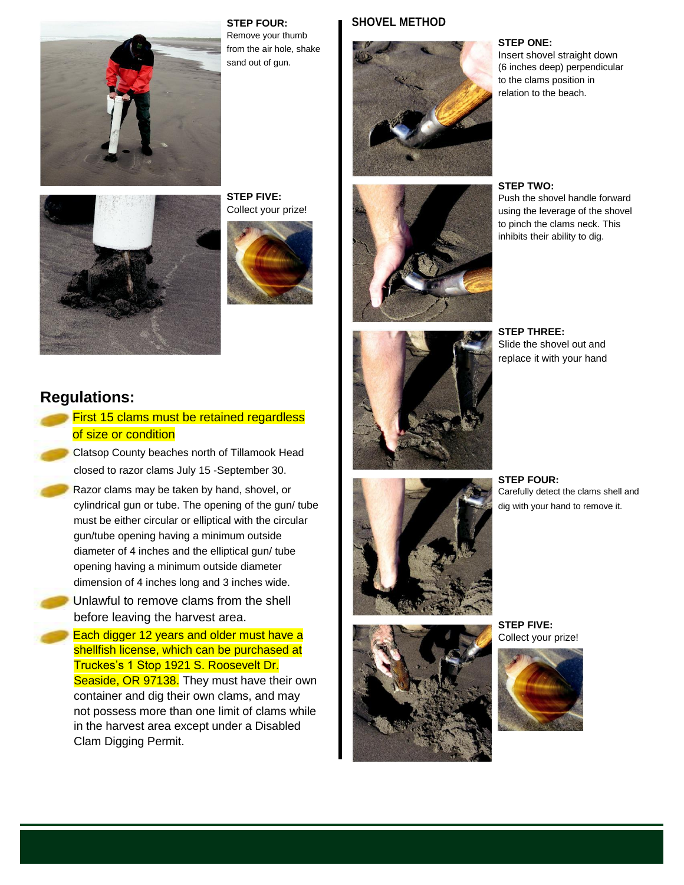**STEP FOUR:**
Remove your thumb from the air hole, shake sand out of gun.

**STEP FIVE:**
Collect your prize!

## Regulations:

- First 15 clams must be retained regardless of size or condition
- Clatsop County beaches north of Tillamook Head closed to razor clams July 15 -September 30.
- Razor clams may be taken by hand, shovel, or cylindrical gun or tube. The opening of the gun/ tube must be either circular or elliptical with the circular gun/tube opening having a minimum outside diameter of 4 inches and the elliptical gun/ tube opening having a minimum outside diameter dimension of 4 inches long and 3 inches wide.
- Unlawful to remove clams from the shell before leaving the harvest area.
- Each digger 12 years and older must have a shellfish license, which can be purchased at Truckes's 1 Stop 1921 S. Roosevelt Dr. Seaside, OR 97138. They must have their own container and dig their own clams, and may not possess more than one limit of clams while in the harvest area except under a Disabled Clam Digging Permit.

## SHOVEL METHOD

**STEP ONE:**
Insert shovel straight down (6 inches deep) perpendicular to the clams position in relation to the beach.

**STEP TWO:**
Push the shovel handle forward using the leverage of the shovel to pinch the clams neck. This inhibits their ability to dig.

**STEP THREE:**
Slide the shovel out and replace it with your hand

**STEP FOUR:**
Carefully detect the clams shell and dig with your hand to remove it.

**STEP FIVE:**
Collect your prize!